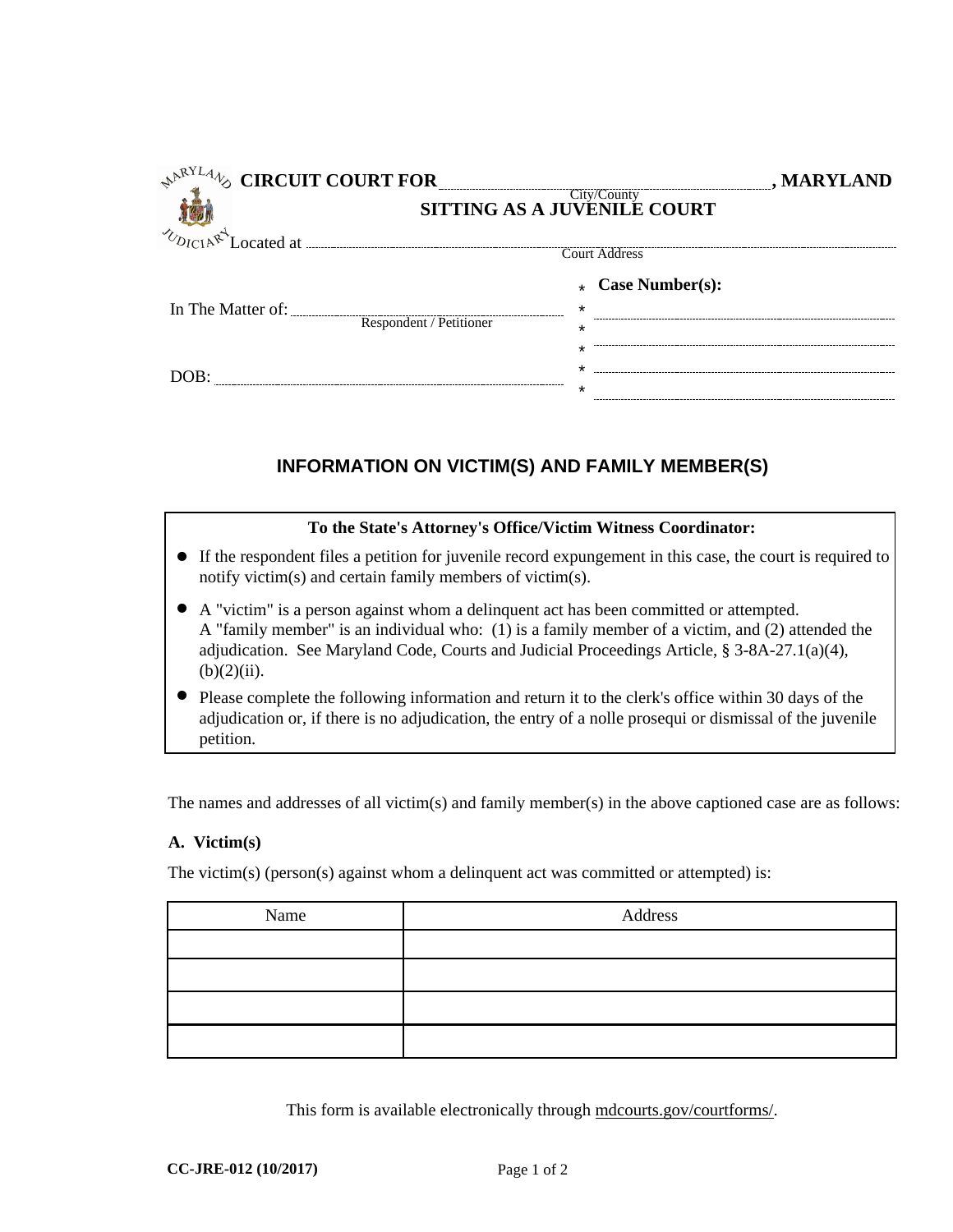**CIRCUIT COURT FOR** ______________________ **, MARYLAND**
City/County
**SITTING AS A JUVENILE COURT**

Located at ______________________________________________
Court Address

In The Matter of: ______________________
Respondent / Petitioner

DOB: ______________________

**Case Number(s):**
______________________
______________________
______________________
______________________

## INFORMATION ON VICTIM(S) AND FAMILY MEMBER(S)

**To the State's Attorney's Office/Victim Witness Coordinator:**

- If the respondent files a petition for juvenile record expungement in this case, the court is required to notify victim(s) and certain family members of victim(s).
- A "victim" is a person against whom a delinquent act has been committed or attempted. A "family member" is an individual who: (1) is a family member of a victim, and (2) attended the adjudication. See Maryland Code, Courts and Judicial Proceedings Article, § 3-8A-27.1(a)(4), (b)(2)(ii).
- Please complete the following information and return it to the clerk's office within 30 days of the adjudication or, if there is no adjudication, the entry of a nolle prosequi or dismissal of the juvenile petition.

The names and addresses of all victim(s) and family member(s) in the above captioned case are as follows:

**A. Victim(s)**

The victim(s) (person(s) against whom a delinquent act was committed or attempted) is:

| Name | Address |
|---|---|
| | |
| | |
| | |
| | |

This form is available electronically through mdcourts.gov/courtforms/.

**CC-JRE-012 (10/2017)**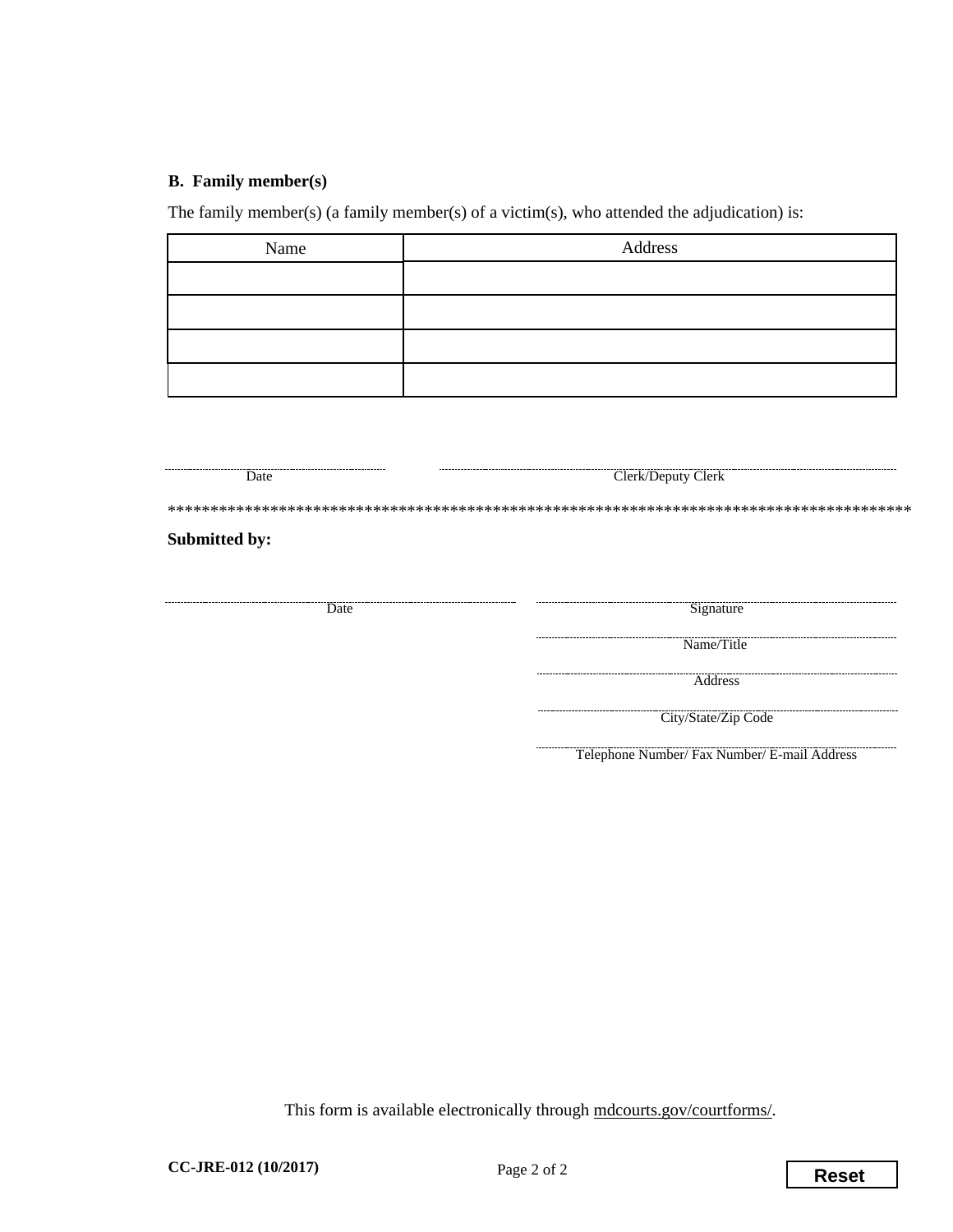**B. Family member(s)**

The family member(s) (a family member(s) of a victim(s), who attended the adjudication) is:

| Name | Address |
|---|---|
| | |
| | |
| | |
| | |

Date

Clerk/Deputy Clerk

*************************************************************************************

**Submitted by:**

Date

Signature

Name/Title

Address

City/State/Zip Code

Telephone Number/ Fax Number/ E-mail Address

This form is available electronically through mdcourts.gov/courtforms/.

**CC-JRE-012 (10/2017)**

Reset